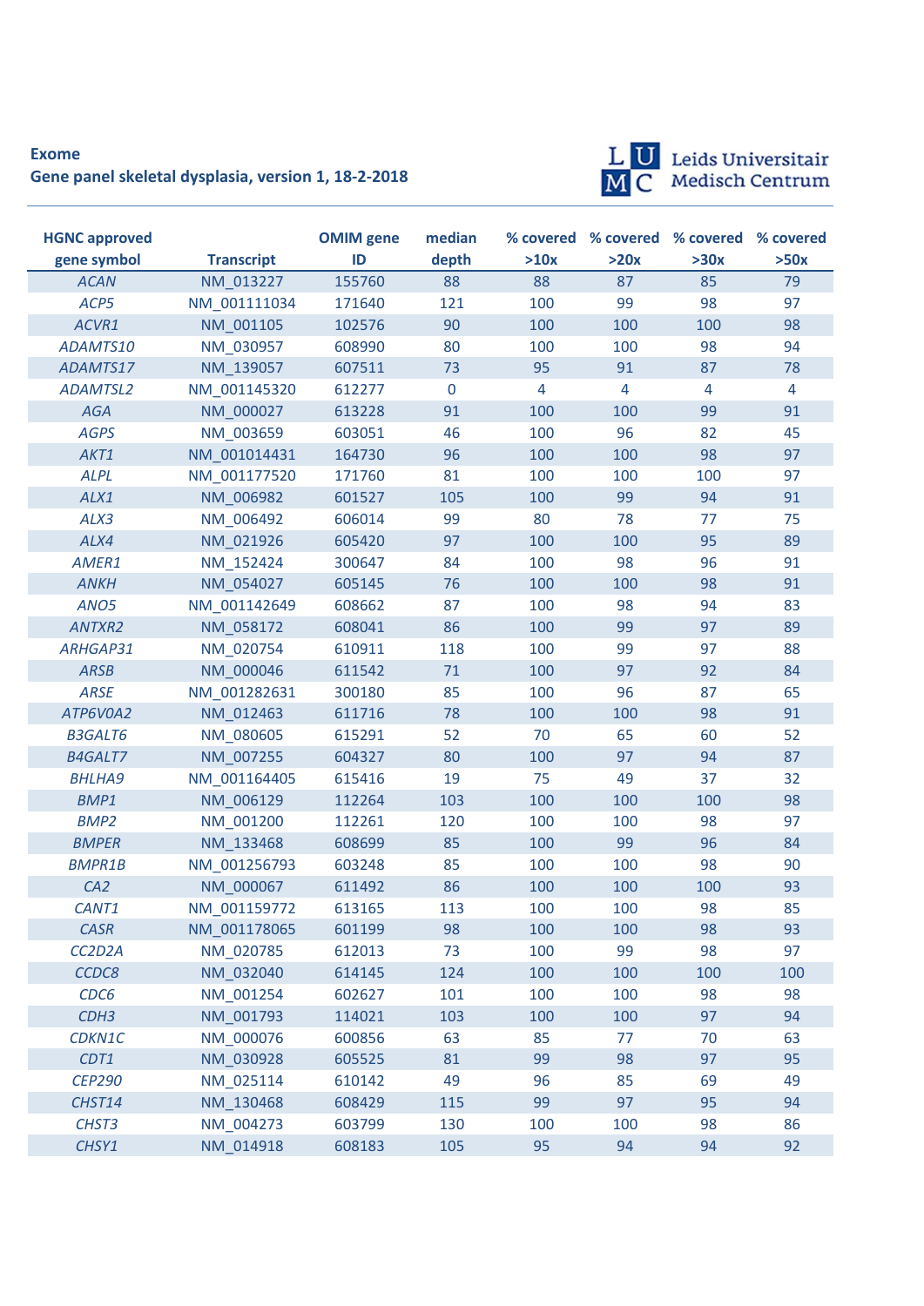**Exome**

**Gene panel skeletal dysplasia, version 1, 18-2-2018**

Leids Universitair Medisch Centrum

| HGNC approved gene symbol | Transcript | OMIM gene ID | median depth | % covered >10x | % covered >20x | % covered >30x | % covered >50x |
|---|---|---|---|---|---|---|---|
| *ACAN* | NM_013227 | 155760 | 88 | 88 | 87 | 85 | 79 |
| *ACP5* | NM_001111034 | 171640 | 121 | 100 | 99 | 98 | 97 |
| *ACVR1* | NM_001105 | 102576 | 90 | 100 | 100 | 100 | 98 |
| *ADAMTS10* | NM_030957 | 608990 | 80 | 100 | 100 | 98 | 94 |
| *ADAMTS17* | NM_139057 | 607511 | 73 | 95 | 91 | 87 | 78 |
| *ADAMTSL2* | NM_001145320 | 612277 | 0 | 4 | 4 | 4 | 4 |
| *AGA* | NM_000027 | 613228 | 91 | 100 | 100 | 99 | 91 |
| *AGPS* | NM_003659 | 603051 | 46 | 100 | 96 | 82 | 45 |
| *AKT1* | NM_001014431 | 164730 | 96 | 100 | 100 | 98 | 97 |
| *ALPL* | NM_001177520 | 171760 | 81 | 100 | 100 | 100 | 97 |
| *ALX1* | NM_006982 | 601527 | 105 | 100 | 99 | 94 | 91 |
| *ALX3* | NM_006492 | 606014 | 99 | 80 | 78 | 77 | 75 |
| *ALX4* | NM_021926 | 605420 | 97 | 100 | 100 | 95 | 89 |
| *AMER1* | NM_152424 | 300647 | 84 | 100 | 98 | 96 | 91 |
| *ANKH* | NM_054027 | 605145 | 76 | 100 | 100 | 98 | 91 |
| *ANO5* | NM_001142649 | 608662 | 87 | 100 | 98 | 94 | 83 |
| *ANTXR2* | NM_058172 | 608041 | 86 | 100 | 99 | 97 | 89 |
| *ARHGAP31* | NM_020754 | 610911 | 118 | 100 | 99 | 97 | 88 |
| *ARSB* | NM_000046 | 611542 | 71 | 100 | 97 | 92 | 84 |
| *ARSE* | NM_001282631 | 300180 | 85 | 100 | 96 | 87 | 65 |
| *ATP6V0A2* | NM_012463 | 611716 | 78 | 100 | 100 | 98 | 91 |
| *B3GALT6* | NM_080605 | 615291 | 52 | 70 | 65 | 60 | 52 |
| *B4GALT7* | NM_007255 | 604327 | 80 | 100 | 97 | 94 | 87 |
| *BHLHA9* | NM_001164405 | 615416 | 19 | 75 | 49 | 37 | 32 |
| *BMP1* | NM_006129 | 112264 | 103 | 100 | 100 | 100 | 98 |
| *BMP2* | NM_001200 | 112261 | 120 | 100 | 100 | 98 | 97 |
| *BMPER* | NM_133468 | 608699 | 85 | 100 | 99 | 96 | 84 |
| *BMPR1B* | NM_001256793 | 603248 | 85 | 100 | 100 | 98 | 90 |
| *CA2* | NM_000067 | 611492 | 86 | 100 | 100 | 100 | 93 |
| *CANT1* | NM_001159772 | 613165 | 113 | 100 | 100 | 98 | 85 |
| *CASR* | NM_001178065 | 601199 | 98 | 100 | 100 | 98 | 93 |
| *CC2D2A* | NM_020785 | 612013 | 73 | 100 | 99 | 98 | 97 |
| *CCDC8* | NM_032040 | 614145 | 124 | 100 | 100 | 100 | 100 |
| *CDC6* | NM_001254 | 602627 | 101 | 100 | 100 | 98 | 98 |
| *CDH3* | NM_001793 | 114021 | 103 | 100 | 100 | 97 | 94 |
| *CDKN1C* | NM_000076 | 600856 | 63 | 85 | 77 | 70 | 63 |
| *CDT1* | NM_030928 | 605525 | 81 | 99 | 98 | 97 | 95 |
| *CEP290* | NM_025114 | 610142 | 49 | 96 | 85 | 69 | 49 |
| *CHST14* | NM_130468 | 608429 | 115 | 99 | 97 | 95 | 94 |
| *CHST3* | NM_004273 | 603799 | 130 | 100 | 100 | 98 | 86 |
| *CHSY1* | NM_014918 | 608183 | 105 | 95 | 94 | 94 | 92 |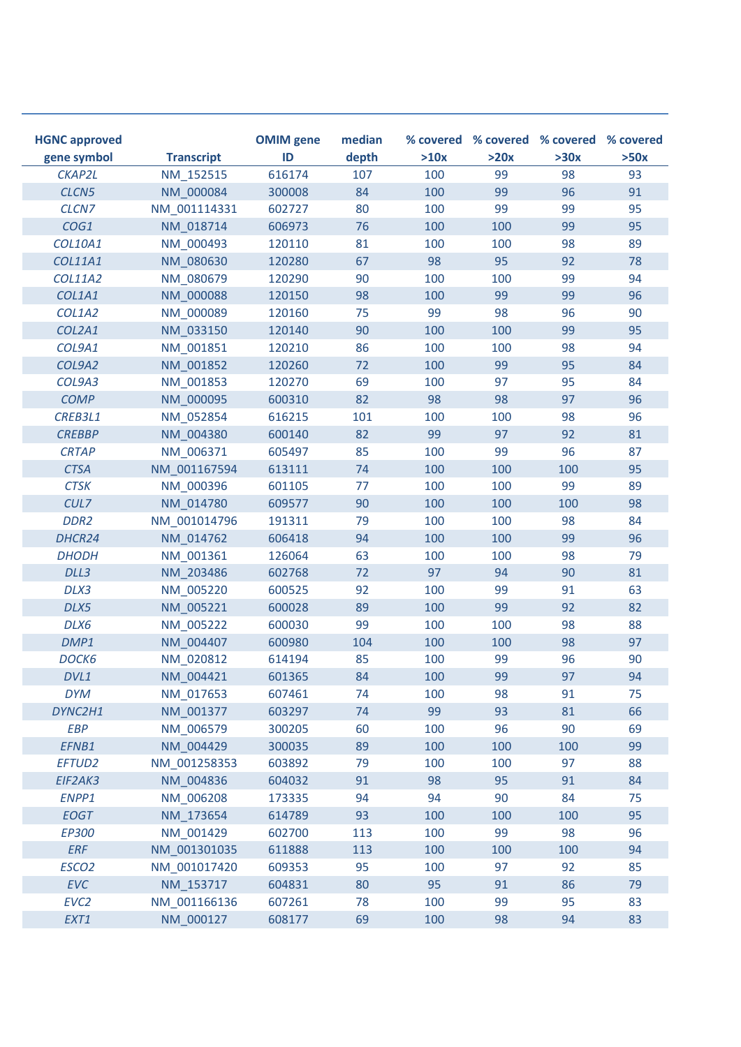| HGNC approved gene symbol | Transcript | OMIM gene ID | median depth | % covered >10x | % covered >20x | % covered >30x | % covered >50x |
|---|---|---|---|---|---|---|---|
| *CKAP2L* | NM_152515 | 616174 | 107 | 100 | 99 | 98 | 93 |
| *CLCN5* | NM_000084 | 300008 | 84 | 100 | 99 | 96 | 91 |
| *CLCN7* | NM_001114331 | 602727 | 80 | 100 | 99 | 99 | 95 |
| *COG1* | NM_018714 | 606973 | 76 | 100 | 100 | 99 | 95 |
| *COL10A1* | NM_000493 | 120110 | 81 | 100 | 100 | 98 | 89 |
| *COL11A1* | NM_080630 | 120280 | 67 | 98 | 95 | 92 | 78 |
| *COL11A2* | NM_080679 | 120290 | 90 | 100 | 100 | 99 | 94 |
| *COL1A1* | NM_000088 | 120150 | 98 | 100 | 99 | 99 | 96 |
| *COL1A2* | NM_000089 | 120160 | 75 | 99 | 98 | 96 | 90 |
| *COL2A1* | NM_033150 | 120140 | 90 | 100 | 100 | 99 | 95 |
| *COL9A1* | NM_001851 | 120210 | 86 | 100 | 100 | 98 | 94 |
| *COL9A2* | NM_001852 | 120260 | 72 | 100 | 99 | 95 | 84 |
| *COL9A3* | NM_001853 | 120270 | 69 | 100 | 97 | 95 | 84 |
| *COMP* | NM_000095 | 600310 | 82 | 98 | 98 | 97 | 96 |
| *CREB3L1* | NM_052854 | 616215 | 101 | 100 | 100 | 98 | 96 |
| *CREBBP* | NM_004380 | 600140 | 82 | 99 | 97 | 92 | 81 |
| *CRTAP* | NM_006371 | 605497 | 85 | 100 | 99 | 96 | 87 |
| *CTSA* | NM_001167594 | 613111 | 74 | 100 | 100 | 100 | 95 |
| *CTSK* | NM_000396 | 601105 | 77 | 100 | 100 | 99 | 89 |
| *CUL7* | NM_014780 | 609577 | 90 | 100 | 100 | 100 | 98 |
| *DDR2* | NM_001014796 | 191311 | 79 | 100 | 100 | 98 | 84 |
| *DHCR24* | NM_014762 | 606418 | 94 | 100 | 100 | 99 | 96 |
| *DHODH* | NM_001361 | 126064 | 63 | 100 | 100 | 98 | 79 |
| *DLL3* | NM_203486 | 602768 | 72 | 97 | 94 | 90 | 81 |
| *DLX3* | NM_005220 | 600525 | 92 | 100 | 99 | 91 | 63 |
| *DLX5* | NM_005221 | 600028 | 89 | 100 | 99 | 92 | 82 |
| *DLX6* | NM_005222 | 600030 | 99 | 100 | 100 | 98 | 88 |
| *DMP1* | NM_004407 | 600980 | 104 | 100 | 100 | 98 | 97 |
| *DOCK6* | NM_020812 | 614194 | 85 | 100 | 99 | 96 | 90 |
| *DVL1* | NM_004421 | 601365 | 84 | 100 | 99 | 97 | 94 |
| *DYM* | NM_017653 | 607461 | 74 | 100 | 98 | 91 | 75 |
| *DYNC2H1* | NM_001377 | 603297 | 74 | 99 | 93 | 81 | 66 |
| *EBP* | NM_006579 | 300205 | 60 | 100 | 96 | 90 | 69 |
| *EFNB1* | NM_004429 | 300035 | 89 | 100 | 100 | 100 | 99 |
| *EFTUD2* | NM_001258353 | 603892 | 79 | 100 | 100 | 97 | 88 |
| *EIF2AK3* | NM_004836 | 604032 | 91 | 98 | 95 | 91 | 84 |
| *ENPP1* | NM_006208 | 173335 | 94 | 94 | 90 | 84 | 75 |
| *EOGT* | NM_173654 | 614789 | 93 | 100 | 100 | 100 | 95 |
| *EP300* | NM_001429 | 602700 | 113 | 100 | 99 | 98 | 96 |
| *ERF* | NM_001301035 | 611888 | 113 | 100 | 100 | 100 | 94 |
| *ESCO2* | NM_001017420 | 609353 | 95 | 100 | 97 | 92 | 85 |
| *EVC* | NM_153717 | 604831 | 80 | 95 | 91 | 86 | 79 |
| *EVC2* | NM_001166136 | 607261 | 78 | 100 | 99 | 95 | 83 |
| *EXT1* | NM_000127 | 608177 | 69 | 100 | 98 | 94 | 83 |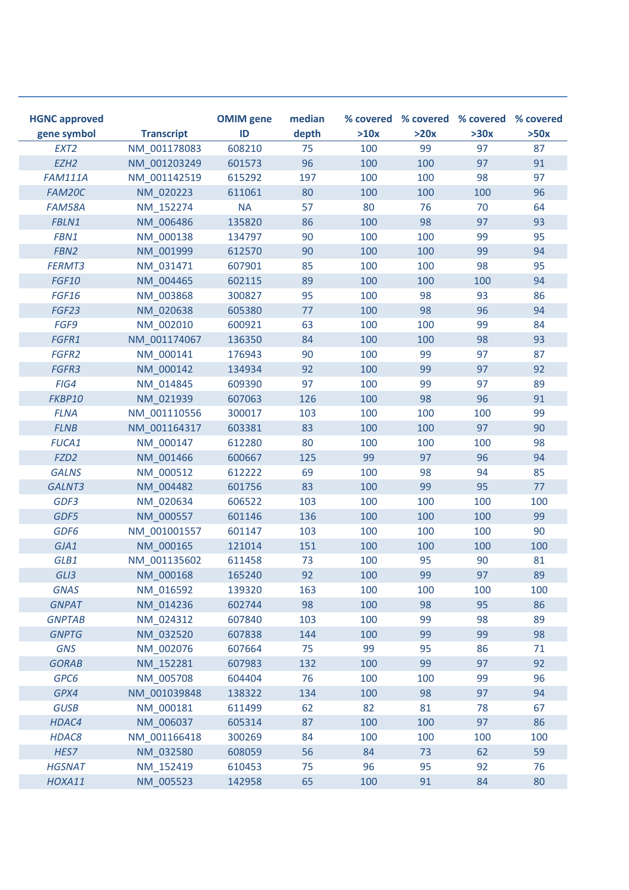| HGNC approved gene symbol | Transcript | OMIM gene ID | median depth | % covered >10x | % covered >20x | % covered >30x | % covered >50x |
|---|---|---|---|---|---|---|---|
| *EXT2* | NM_001178083 | 608210 | 75 | 100 | 99 | 97 | 87 |
| *EZH2* | NM_001203249 | 601573 | 96 | 100 | 100 | 97 | 91 |
| *FAM111A* | NM_001142519 | 615292 | 197 | 100 | 100 | 98 | 97 |
| *FAM20C* | NM_020223 | 611061 | 80 | 100 | 100 | 100 | 96 |
| *FAM58A* | NM_152274 | NA | 57 | 80 | 76 | 70 | 64 |
| *FBLN1* | NM_006486 | 135820 | 86 | 100 | 98 | 97 | 93 |
| *FBN1* | NM_000138 | 134797 | 90 | 100 | 100 | 99 | 95 |
| *FBN2* | NM_001999 | 612570 | 90 | 100 | 100 | 99 | 94 |
| *FERMT3* | NM_031471 | 607901 | 85 | 100 | 100 | 98 | 95 |
| *FGF10* | NM_004465 | 602115 | 89 | 100 | 100 | 100 | 94 |
| *FGF16* | NM_003868 | 300827 | 95 | 100 | 98 | 93 | 86 |
| *FGF23* | NM_020638 | 605380 | 77 | 100 | 98 | 96 | 94 |
| *FGF9* | NM_002010 | 600921 | 63 | 100 | 100 | 99 | 84 |
| *FGFR1* | NM_001174067 | 136350 | 84 | 100 | 100 | 98 | 93 |
| *FGFR2* | NM_000141 | 176943 | 90 | 100 | 99 | 97 | 87 |
| *FGFR3* | NM_000142 | 134934 | 92 | 100 | 99 | 97 | 92 |
| *FIG4* | NM_014845 | 609390 | 97 | 100 | 99 | 97 | 89 |
| *FKBP10* | NM_021939 | 607063 | 126 | 100 | 98 | 96 | 91 |
| *FLNA* | NM_001110556 | 300017 | 103 | 100 | 100 | 100 | 99 |
| *FLNB* | NM_001164317 | 603381 | 83 | 100 | 100 | 97 | 90 |
| *FUCA1* | NM_000147 | 612280 | 80 | 100 | 100 | 100 | 98 |
| *FZD2* | NM_001466 | 600667 | 125 | 99 | 97 | 96 | 94 |
| *GALNS* | NM_000512 | 612222 | 69 | 100 | 98 | 94 | 85 |
| *GALNT3* | NM_004482 | 601756 | 83 | 100 | 99 | 95 | 77 |
| *GDF3* | NM_020634 | 606522 | 103 | 100 | 100 | 100 | 100 |
| *GDF5* | NM_000557 | 601146 | 136 | 100 | 100 | 100 | 99 |
| *GDF6* | NM_001001557 | 601147 | 103 | 100 | 100 | 100 | 90 |
| *GJA1* | NM_000165 | 121014 | 151 | 100 | 100 | 100 | 100 |
| *GLB1* | NM_001135602 | 611458 | 73 | 100 | 95 | 90 | 81 |
| *GLI3* | NM_000168 | 165240 | 92 | 100 | 99 | 97 | 89 |
| *GNAS* | NM_016592 | 139320 | 163 | 100 | 100 | 100 | 100 |
| *GNPAT* | NM_014236 | 602744 | 98 | 100 | 98 | 95 | 86 |
| *GNPTAB* | NM_024312 | 607840 | 103 | 100 | 99 | 98 | 89 |
| *GNPTG* | NM_032520 | 607838 | 144 | 100 | 99 | 99 | 98 |
| *GNS* | NM_002076 | 607664 | 75 | 99 | 95 | 86 | 71 |
| *GORAB* | NM_152281 | 607983 | 132 | 100 | 99 | 97 | 92 |
| *GPC6* | NM_005708 | 604404 | 76 | 100 | 100 | 99 | 96 |
| *GPX4* | NM_001039848 | 138322 | 134 | 100 | 98 | 97 | 94 |
| *GUSB* | NM_000181 | 611499 | 62 | 82 | 81 | 78 | 67 |
| *HDAC4* | NM_006037 | 605314 | 87 | 100 | 100 | 97 | 86 |
| *HDAC8* | NM_001166418 | 300269 | 84 | 100 | 100 | 100 | 100 |
| *HES7* | NM_032580 | 608059 | 56 | 84 | 73 | 62 | 59 |
| *HGSNAT* | NM_152419 | 610453 | 75 | 96 | 95 | 92 | 76 |
| *HOXA11* | NM_005523 | 142958 | 65 | 100 | 91 | 84 | 80 |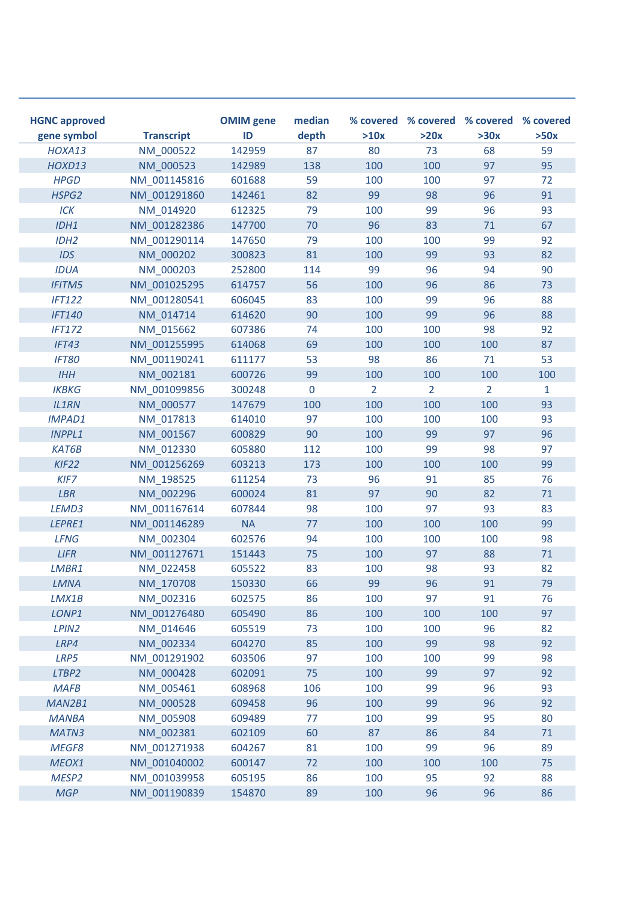| HGNC approved gene symbol | Transcript | OMIM gene ID | median depth | % covered >10x | % covered >20x | % covered >30x | % covered >50x |
|---|---|---|---|---|---|---|---|
| *HOXA13* | NM_000522 | 142959 | 87 | 80 | 73 | 68 | 59 |
| *HOXD13* | NM_000523 | 142989 | 138 | 100 | 100 | 97 | 95 |
| *HPGD* | NM_001145816 | 601688 | 59 | 100 | 100 | 97 | 72 |
| *HSPG2* | NM_001291860 | 142461 | 82 | 99 | 98 | 96 | 91 |
| *ICK* | NM_014920 | 612325 | 79 | 100 | 99 | 96 | 93 |
| *IDH1* | NM_001282386 | 147700 | 70 | 96 | 83 | 71 | 67 |
| *IDH2* | NM_001290114 | 147650 | 79 | 100 | 100 | 99 | 92 |
| *IDS* | NM_000202 | 300823 | 81 | 100 | 99 | 93 | 82 |
| *IDUA* | NM_000203 | 252800 | 114 | 99 | 96 | 94 | 90 |
| *IFITM5* | NM_001025295 | 614757 | 56 | 100 | 96 | 86 | 73 |
| *IFT122* | NM_001280541 | 606045 | 83 | 100 | 99 | 96 | 88 |
| *IFT140* | NM_014714 | 614620 | 90 | 100 | 99 | 96 | 88 |
| *IFT172* | NM_015662 | 607386 | 74 | 100 | 100 | 98 | 92 |
| *IFT43* | NM_001255995 | 614068 | 69 | 100 | 100 | 100 | 87 |
| *IFT80* | NM_001190241 | 611177 | 53 | 98 | 86 | 71 | 53 |
| *IHH* | NM_002181 | 600726 | 99 | 100 | 100 | 100 | 100 |
| *IKBKG* | NM_001099856 | 300248 | 0 | 2 | 2 | 2 | 1 |
| *IL1RN* | NM_000577 | 147679 | 100 | 100 | 100 | 100 | 93 |
| *IMPAD1* | NM_017813 | 614010 | 97 | 100 | 100 | 100 | 93 |
| *INPPL1* | NM_001567 | 600829 | 90 | 100 | 99 | 97 | 96 |
| *KAT6B* | NM_012330 | 605880 | 112 | 100 | 99 | 98 | 97 |
| *KIF22* | NM_001256269 | 603213 | 173 | 100 | 100 | 100 | 99 |
| *KIF7* | NM_198525 | 611254 | 73 | 96 | 91 | 85 | 76 |
| *LBR* | NM_002296 | 600024 | 81 | 97 | 90 | 82 | 71 |
| *LEMD3* | NM_001167614 | 607844 | 98 | 100 | 97 | 93 | 83 |
| *LEPRE1* | NM_001146289 | NA | 77 | 100 | 100 | 100 | 99 |
| *LFNG* | NM_002304 | 602576 | 94 | 100 | 100 | 100 | 98 |
| *LIFR* | NM_001127671 | 151443 | 75 | 100 | 97 | 88 | 71 |
| *LMBR1* | NM_022458 | 605522 | 83 | 100 | 98 | 93 | 82 |
| *LMNA* | NM_170708 | 150330 | 66 | 99 | 96 | 91 | 79 |
| *LMX1B* | NM_002316 | 602575 | 86 | 100 | 97 | 91 | 76 |
| *LONP1* | NM_001276480 | 605490 | 86 | 100 | 100 | 100 | 97 |
| *LPIN2* | NM_014646 | 605519 | 73 | 100 | 100 | 96 | 82 |
| *LRP4* | NM_002334 | 604270 | 85 | 100 | 99 | 98 | 92 |
| *LRP5* | NM_001291902 | 603506 | 97 | 100 | 100 | 99 | 98 |
| *LTBP2* | NM_000428 | 602091 | 75 | 100 | 99 | 97 | 92 |
| *MAFB* | NM_005461 | 608968 | 106 | 100 | 99 | 96 | 93 |
| *MAN2B1* | NM_000528 | 609458 | 96 | 100 | 99 | 96 | 92 |
| *MANBA* | NM_005908 | 609489 | 77 | 100 | 99 | 95 | 80 |
| *MATN3* | NM_002381 | 602109 | 60 | 87 | 86 | 84 | 71 |
| *MEGF8* | NM_001271938 | 604267 | 81 | 100 | 99 | 96 | 89 |
| *MEOX1* | NM_001040002 | 600147 | 72 | 100 | 100 | 100 | 75 |
| *MESP2* | NM_001039958 | 605195 | 86 | 100 | 95 | 92 | 88 |
| *MGP* | NM_001190839 | 154870 | 89 | 100 | 96 | 96 | 86 |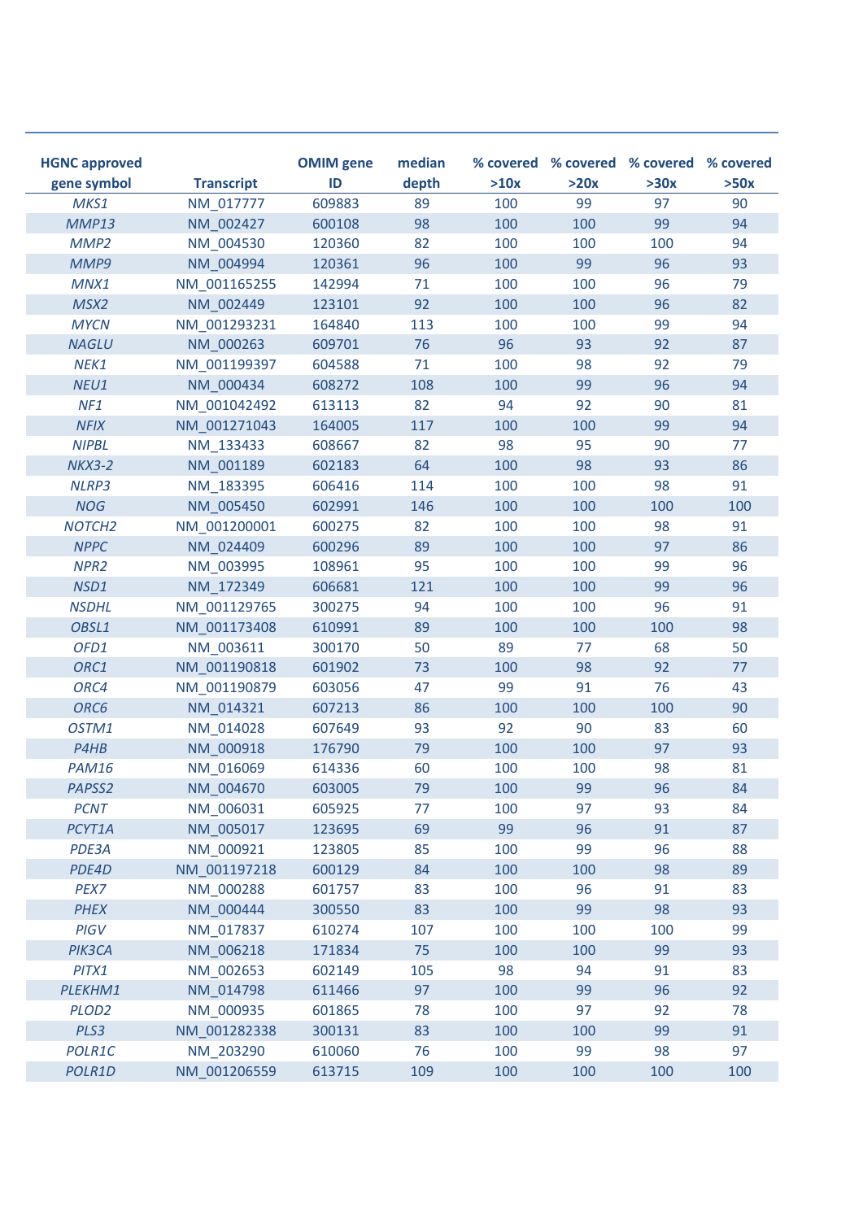| HGNC approved gene symbol | Transcript | OMIM gene ID | median depth | % covered >10x | % covered >20x | % covered >30x | % covered >50x |
|---|---|---|---|---|---|---|---|
| *MKS1* | NM_017777 | 609883 | 89 | 100 | 99 | 97 | 90 |
| *MMP13* | NM_002427 | 600108 | 98 | 100 | 100 | 99 | 94 |
| *MMP2* | NM_004530 | 120360 | 82 | 100 | 100 | 100 | 94 |
| *MMP9* | NM_004994 | 120361 | 96 | 100 | 99 | 96 | 93 |
| *MNX1* | NM_001165255 | 142994 | 71 | 100 | 100 | 96 | 79 |
| *MSX2* | NM_002449 | 123101 | 92 | 100 | 100 | 96 | 82 |
| *MYCN* | NM_001293231 | 164840 | 113 | 100 | 100 | 99 | 94 |
| *NAGLU* | NM_000263 | 609701 | 76 | 96 | 93 | 92 | 87 |
| *NEK1* | NM_001199397 | 604588 | 71 | 100 | 98 | 92 | 79 |
| *NEU1* | NM_000434 | 608272 | 108 | 100 | 99 | 96 | 94 |
| *NF1* | NM_001042492 | 613113 | 82 | 94 | 92 | 90 | 81 |
| *NFIX* | NM_001271043 | 164005 | 117 | 100 | 100 | 99 | 94 |
| *NIPBL* | NM_133433 | 608667 | 82 | 98 | 95 | 90 | 77 |
| *NKX3-2* | NM_001189 | 602183 | 64 | 100 | 98 | 93 | 86 |
| *NLRP3* | NM_183395 | 606416 | 114 | 100 | 100 | 98 | 91 |
| *NOG* | NM_005450 | 602991 | 146 | 100 | 100 | 100 | 100 |
| *NOTCH2* | NM_001200001 | 600275 | 82 | 100 | 100 | 98 | 91 |
| *NPPC* | NM_024409 | 600296 | 89 | 100 | 100 | 97 | 86 |
| *NPR2* | NM_003995 | 108961 | 95 | 100 | 100 | 99 | 96 |
| *NSD1* | NM_172349 | 606681 | 121 | 100 | 100 | 99 | 96 |
| *NSDHL* | NM_001129765 | 300275 | 94 | 100 | 100 | 96 | 91 |
| *OBSL1* | NM_001173408 | 610991 | 89 | 100 | 100 | 100 | 98 |
| *OFD1* | NM_003611 | 300170 | 50 | 89 | 77 | 68 | 50 |
| *ORC1* | NM_001190818 | 601902 | 73 | 100 | 98 | 92 | 77 |
| *ORC4* | NM_001190879 | 603056 | 47 | 99 | 91 | 76 | 43 |
| *ORC6* | NM_014321 | 607213 | 86 | 100 | 100 | 100 | 90 |
| *OSTM1* | NM_014028 | 607649 | 93 | 92 | 90 | 83 | 60 |
| *P4HB* | NM_000918 | 176790 | 79 | 100 | 100 | 97 | 93 |
| *PAM16* | NM_016069 | 614336 | 60 | 100 | 100 | 98 | 81 |
| *PAPSS2* | NM_004670 | 603005 | 79 | 100 | 99 | 96 | 84 |
| *PCNT* | NM_006031 | 605925 | 77 | 100 | 97 | 93 | 84 |
| *PCYT1A* | NM_005017 | 123695 | 69 | 99 | 96 | 91 | 87 |
| *PDE3A* | NM_000921 | 123805 | 85 | 100 | 99 | 96 | 88 |
| *PDE4D* | NM_001197218 | 600129 | 84 | 100 | 100 | 98 | 89 |
| *PEX7* | NM_000288 | 601757 | 83 | 100 | 96 | 91 | 83 |
| *PHEX* | NM_000444 | 300550 | 83 | 100 | 99 | 98 | 93 |
| *PIGV* | NM_017837 | 610274 | 107 | 100 | 100 | 100 | 99 |
| *PIK3CA* | NM_006218 | 171834 | 75 | 100 | 100 | 99 | 93 |
| *PITX1* | NM_002653 | 602149 | 105 | 98 | 94 | 91 | 83 |
| *PLEKHM1* | NM_014798 | 611466 | 97 | 100 | 99 | 96 | 92 |
| *PLOD2* | NM_000935 | 601865 | 78 | 100 | 97 | 92 | 78 |
| *PLS3* | NM_001282338 | 300131 | 83 | 100 | 100 | 99 | 91 |
| *POLR1C* | NM_203290 | 610060 | 76 | 100 | 99 | 98 | 97 |
| *POLR1D* | NM_001206559 | 613715 | 109 | 100 | 100 | 100 | 100 |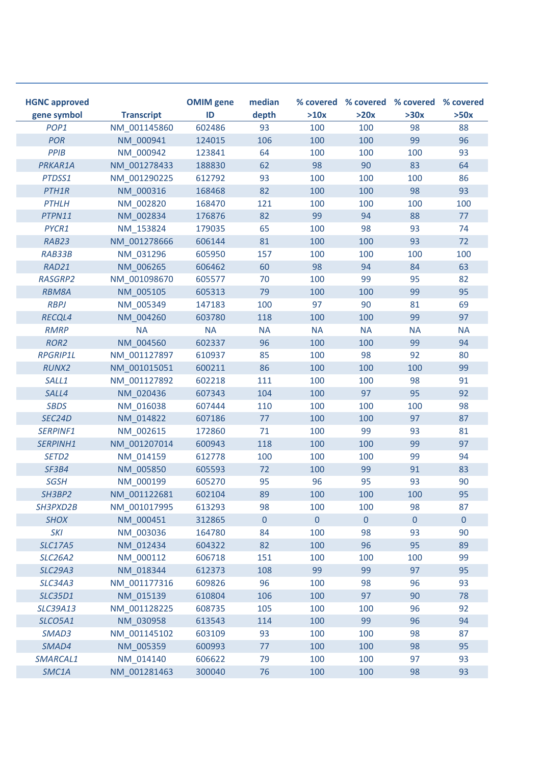| HGNC approved gene symbol | Transcript | OMIM gene ID | median depth | % covered >10x | % covered >20x | % covered >30x | % covered >50x |
|---|---|---|---|---|---|---|---|
| *POP1* | NM_001145860 | 602486 | 93 | 100 | 100 | 98 | 88 |
| *POR* | NM_000941 | 124015 | 106 | 100 | 100 | 99 | 96 |
| *PPIB* | NM_000942 | 123841 | 64 | 100 | 100 | 100 | 93 |
| *PRKAR1A* | NM_001278433 | 188830 | 62 | 98 | 90 | 83 | 64 |
| *PTDSS1* | NM_001290225 | 612792 | 93 | 100 | 100 | 100 | 86 |
| *PTH1R* | NM_000316 | 168468 | 82 | 100 | 100 | 98 | 93 |
| *PTHLH* | NM_002820 | 168470 | 121 | 100 | 100 | 100 | 100 |
| *PTPN11* | NM_002834 | 176876 | 82 | 99 | 94 | 88 | 77 |
| *PYCR1* | NM_153824 | 179035 | 65 | 100 | 98 | 93 | 74 |
| *RAB23* | NM_001278666 | 606144 | 81 | 100 | 100 | 93 | 72 |
| *RAB33B* | NM_031296 | 605950 | 157 | 100 | 100 | 100 | 100 |
| *RAD21* | NM_006265 | 606462 | 60 | 98 | 94 | 84 | 63 |
| *RASGRP2* | NM_001098670 | 605577 | 70 | 100 | 99 | 95 | 82 |
| *RBM8A* | NM_005105 | 605313 | 79 | 100 | 100 | 99 | 95 |
| *RBPJ* | NM_005349 | 147183 | 100 | 97 | 90 | 81 | 69 |
| *RECQL4* | NM_004260 | 603780 | 118 | 100 | 100 | 99 | 97 |
| *RMRP* | NA | NA | NA | NA | NA | NA | NA |
| *ROR2* | NM_004560 | 602337 | 96 | 100 | 100 | 99 | 94 |
| *RPGRIP1L* | NM_001127897 | 610937 | 85 | 100 | 98 | 92 | 80 |
| *RUNX2* | NM_001015051 | 600211 | 86 | 100 | 100 | 100 | 99 |
| *SALL1* | NM_001127892 | 602218 | 111 | 100 | 100 | 98 | 91 |
| *SALL4* | NM_020436 | 607343 | 104 | 100 | 97 | 95 | 92 |
| *SBDS* | NM_016038 | 607444 | 110 | 100 | 100 | 100 | 98 |
| *SEC24D* | NM_014822 | 607186 | 77 | 100 | 100 | 97 | 87 |
| *SERPINF1* | NM_002615 | 172860 | 71 | 100 | 99 | 93 | 81 |
| *SERPINH1* | NM_001207014 | 600943 | 118 | 100 | 100 | 99 | 97 |
| *SETD2* | NM_014159 | 612778 | 100 | 100 | 100 | 99 | 94 |
| *SF3B4* | NM_005850 | 605593 | 72 | 100 | 99 | 91 | 83 |
| *SGSH* | NM_000199 | 605270 | 95 | 96 | 95 | 93 | 90 |
| *SH3BP2* | NM_001122681 | 602104 | 89 | 100 | 100 | 100 | 95 |
| *SH3PXD2B* | NM_001017995 | 613293 | 98 | 100 | 100 | 98 | 87 |
| *SHOX* | NM_000451 | 312865 | 0 | 0 | 0 | 0 | 0 |
| *SKI* | NM_003036 | 164780 | 84 | 100 | 98 | 93 | 90 |
| *SLC17A5* | NM_012434 | 604322 | 82 | 100 | 96 | 95 | 89 |
| *SLC26A2* | NM_000112 | 606718 | 151 | 100 | 100 | 100 | 99 |
| *SLC29A3* | NM_018344 | 612373 | 108 | 99 | 99 | 97 | 95 |
| *SLC34A3* | NM_001177316 | 609826 | 96 | 100 | 98 | 96 | 93 |
| *SLC35D1* | NM_015139 | 610804 | 106 | 100 | 97 | 90 | 78 |
| *SLC39A13* | NM_001128225 | 608735 | 105 | 100 | 100 | 96 | 92 |
| *SLCO5A1* | NM_030958 | 613543 | 114 | 100 | 99 | 96 | 94 |
| *SMAD3* | NM_001145102 | 603109 | 93 | 100 | 100 | 98 | 87 |
| *SMAD4* | NM_005359 | 600993 | 77 | 100 | 100 | 98 | 95 |
| *SMARCAL1* | NM_014140 | 606622 | 79 | 100 | 100 | 97 | 93 |
| *SMC1A* | NM_001281463 | 300040 | 76 | 100 | 100 | 98 | 93 |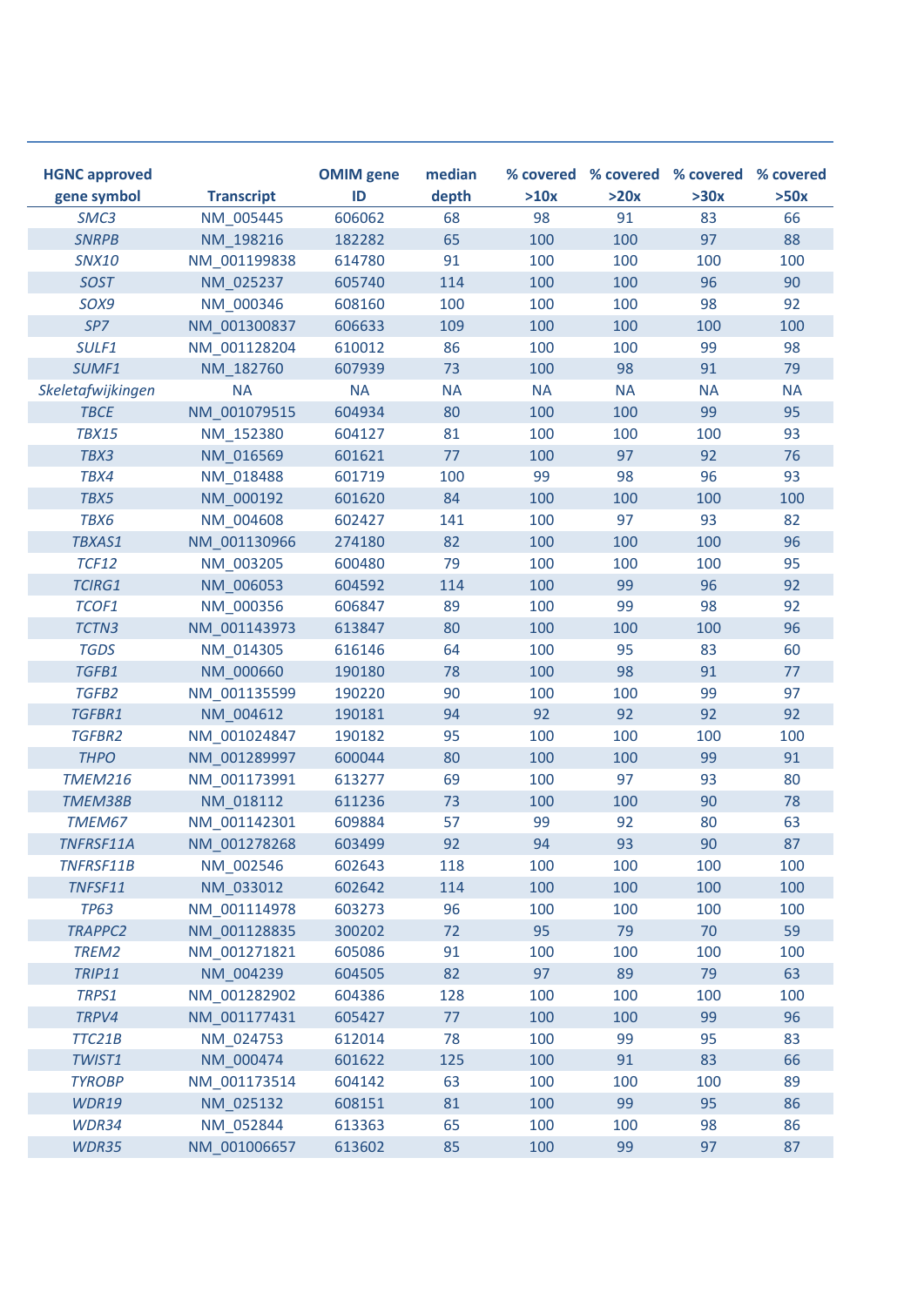| HGNC approved gene symbol | Transcript | OMIM gene ID | median depth | % covered >10x | % covered >20x | % covered >30x | % covered >50x |
|---|---|---|---|---|---|---|---|
| *SMC3* | NM_005445 | 606062 | 68 | 98 | 91 | 83 | 66 |
| *SNRPB* | NM_198216 | 182282 | 65 | 100 | 100 | 97 | 88 |
| *SNX10* | NM_001199838 | 614780 | 91 | 100 | 100 | 100 | 100 |
| *SOST* | NM_025237 | 605740 | 114 | 100 | 100 | 96 | 90 |
| *SOX9* | NM_000346 | 608160 | 100 | 100 | 100 | 98 | 92 |
| *SP7* | NM_001300837 | 606633 | 109 | 100 | 100 | 100 | 100 |
| *SULF1* | NM_001128204 | 610012 | 86 | 100 | 100 | 99 | 98 |
| *SUMF1* | NM_182760 | 607939 | 73 | 100 | 98 | 91 | 79 |
| *Skeletafwijkingen* | NA | NA | NA | NA | NA | NA | NA |
| *TBCE* | NM_001079515 | 604934 | 80 | 100 | 100 | 99 | 95 |
| *TBX15* | NM_152380 | 604127 | 81 | 100 | 100 | 100 | 93 |
| *TBX3* | NM_016569 | 601621 | 77 | 100 | 97 | 92 | 76 |
| *TBX4* | NM_018488 | 601719 | 100 | 99 | 98 | 96 | 93 |
| *TBX5* | NM_000192 | 601620 | 84 | 100 | 100 | 100 | 100 |
| *TBX6* | NM_004608 | 602427 | 141 | 100 | 97 | 93 | 82 |
| *TBXAS1* | NM_001130966 | 274180 | 82 | 100 | 100 | 100 | 96 |
| *TCF12* | NM_003205 | 600480 | 79 | 100 | 100 | 100 | 95 |
| *TCIRG1* | NM_006053 | 604592 | 114 | 100 | 99 | 96 | 92 |
| *TCOF1* | NM_000356 | 606847 | 89 | 100 | 99 | 98 | 92 |
| *TCTN3* | NM_001143973 | 613847 | 80 | 100 | 100 | 100 | 96 |
| *TGDS* | NM_014305 | 616146 | 64 | 100 | 95 | 83 | 60 |
| *TGFB1* | NM_000660 | 190180 | 78 | 100 | 98 | 91 | 77 |
| *TGFB2* | NM_001135599 | 190220 | 90 | 100 | 100 | 99 | 97 |
| *TGFBR1* | NM_004612 | 190181 | 94 | 92 | 92 | 92 | 92 |
| *TGFBR2* | NM_001024847 | 190182 | 95 | 100 | 100 | 100 | 100 |
| *THPO* | NM_001289997 | 600044 | 80 | 100 | 100 | 99 | 91 |
| *TMEM216* | NM_001173991 | 613277 | 69 | 100 | 97 | 93 | 80 |
| *TMEM38B* | NM_018112 | 611236 | 73 | 100 | 100 | 90 | 78 |
| *TMEM67* | NM_001142301 | 609884 | 57 | 99 | 92 | 80 | 63 |
| *TNFRSF11A* | NM_001278268 | 603499 | 92 | 94 | 93 | 90 | 87 |
| *TNFRSF11B* | NM_002546 | 602643 | 118 | 100 | 100 | 100 | 100 |
| *TNFSF11* | NM_033012 | 602642 | 114 | 100 | 100 | 100 | 100 |
| *TP63* | NM_001114978 | 603273 | 96 | 100 | 100 | 100 | 100 |
| *TRAPPC2* | NM_001128835 | 300202 | 72 | 95 | 79 | 70 | 59 |
| *TREM2* | NM_001271821 | 605086 | 91 | 100 | 100 | 100 | 100 |
| *TRIP11* | NM_004239 | 604505 | 82 | 97 | 89 | 79 | 63 |
| *TRPS1* | NM_001282902 | 604386 | 128 | 100 | 100 | 100 | 100 |
| *TRPV4* | NM_001177431 | 605427 | 77 | 100 | 100 | 99 | 96 |
| *TTC21B* | NM_024753 | 612014 | 78 | 100 | 99 | 95 | 83 |
| *TWIST1* | NM_000474 | 601622 | 125 | 100 | 91 | 83 | 66 |
| *TYROBP* | NM_001173514 | 604142 | 63 | 100 | 100 | 100 | 89 |
| *WDR19* | NM_025132 | 608151 | 81 | 100 | 99 | 95 | 86 |
| *WDR34* | NM_052844 | 613363 | 65 | 100 | 100 | 98 | 86 |
| *WDR35* | NM_001006657 | 613602 | 85 | 100 | 99 | 97 | 87 |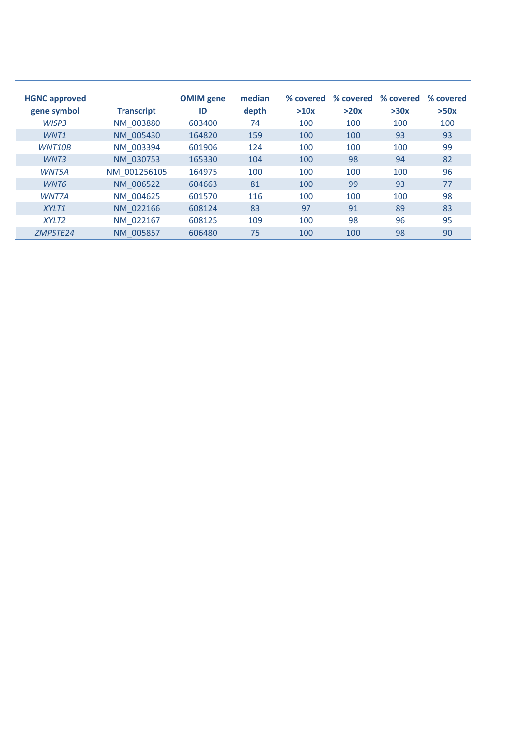| HGNC approved gene symbol | Transcript | OMIM gene ID | median depth | % covered >10x | % covered >20x | % covered >30x | % covered >50x |
|---|---|---|---|---|---|---|---|
| *WISP3* | NM_003880 | 603400 | 74 | 100 | 100 | 100 | 100 |
| *WNT1* | NM_005430 | 164820 | 159 | 100 | 100 | 93 | 93 |
| *WNT10B* | NM_003394 | 601906 | 124 | 100 | 100 | 100 | 99 |
| *WNT3* | NM_030753 | 165330 | 104 | 100 | 98 | 94 | 82 |
| *WNT5A* | NM_001256105 | 164975 | 100 | 100 | 100 | 100 | 96 |
| *WNT6* | NM_006522 | 604663 | 81 | 100 | 99 | 93 | 77 |
| *WNT7A* | NM_004625 | 601570 | 116 | 100 | 100 | 100 | 98 |
| *XYLT1* | NM_022166 | 608124 | 83 | 97 | 91 | 89 | 83 |
| *XYLT2* | NM_022167 | 608125 | 109 | 100 | 98 | 96 | 95 |
| *ZMPSTE24* | NM_005857 | 606480 | 75 | 100 | 100 | 98 | 90 |